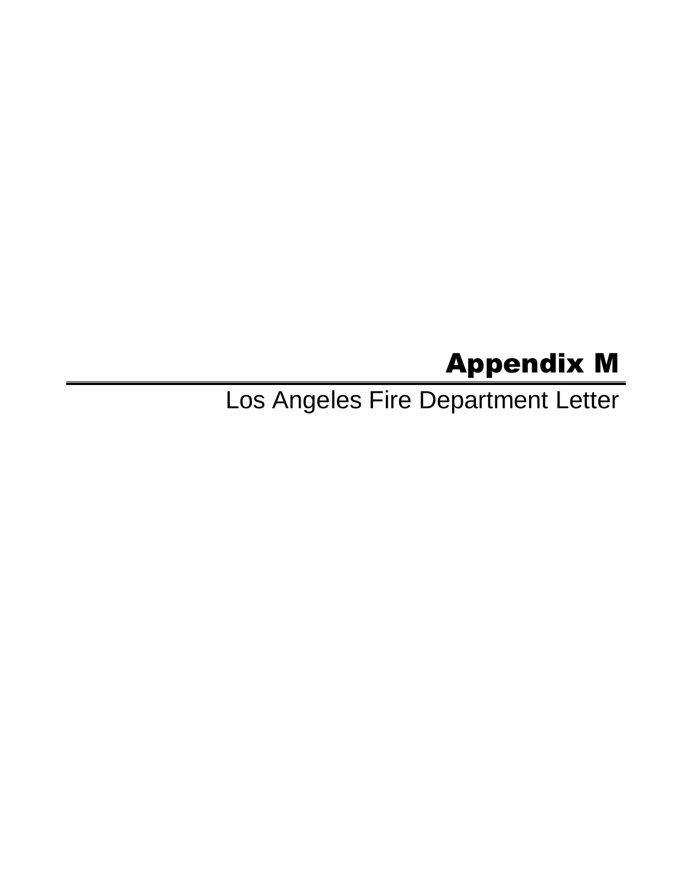# Appendix M

## Los Angeles Fire Department Letter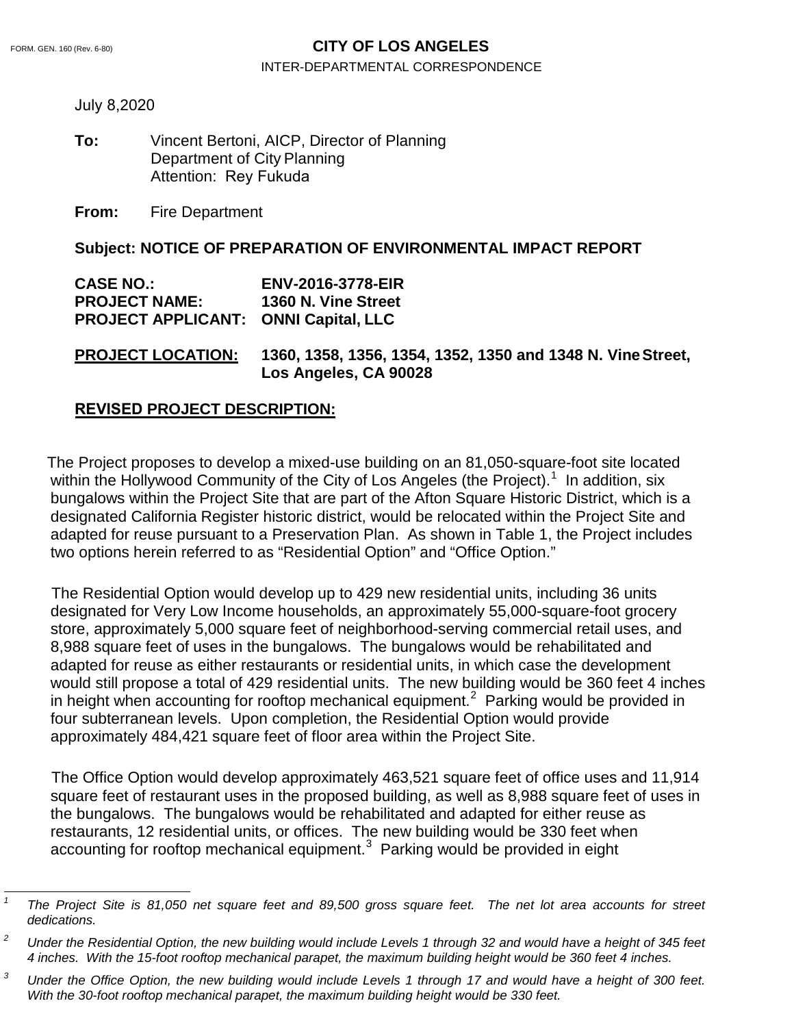FORM. GEN. 160 (Rev. 6-80)

**CITY OF LOS ANGELES**

INTER-DEPARTMENTAL CORRESPONDENCE

July 8,2020

**To:** Vincent Bertoni, AICP, Director of Planning
Department of City Planning
Attention: Rey Fukuda

**From:** Fire Department

**Subject: NOTICE OF PREPARATION OF ENVIRONMENTAL IMPACT REPORT**

**CASE NO.:** **ENV-2016-3778-EIR**
**PROJECT NAME:** **1360 N. Vine Street**
**PROJECT APPLICANT:** **ONNI Capital, LLC**

**PROJECT LOCATION:** **1360, 1358, 1356, 1354, 1352, 1350 and 1348 N. Vine Street, Los Angeles, CA 90028**

**REVISED PROJECT DESCRIPTION:**

The Project proposes to develop a mixed-use building on an 81,050-square-foot site located within the Hollywood Community of the City of Los Angeles (the Project).[1] In addition, six bungalows within the Project Site that are part of the Afton Square Historic District, which is a designated California Register historic district, would be relocated within the Project Site and adapted for reuse pursuant to a Preservation Plan. As shown in Table 1, the Project includes two options herein referred to as "Residential Option" and "Office Option."

The Residential Option would develop up to 429 new residential units, including 36 units designated for Very Low Income households, an approximately 55,000-square-foot grocery store, approximately 5,000 square feet of neighborhood-serving commercial retail uses, and 8,988 square feet of uses in the bungalows. The bungalows would be rehabilitated and adapted for reuse as either restaurants or residential units, in which case the development would still propose a total of 429 residential units. The new building would be 360 feet 4 inches in height when accounting for rooftop mechanical equipment.[2] Parking would be provided in four subterranean levels. Upon completion, the Residential Option would provide approximately 484,421 square feet of floor area within the Project Site.

The Office Option would develop approximately 463,521 square feet of office uses and 11,914 square feet of restaurant uses in the proposed building, as well as 8,988 square feet of uses in the bungalows. The bungalows would be rehabilitated and adapted for either reuse as restaurants, 12 residential units, or offices. The new building would be 330 feet when accounting for rooftop mechanical equipment.[3] Parking would be provided in eight

---

[1] *The Project Site is 81,050 net square feet and 89,500 gross square feet. The net lot area accounts for street dedications.*

[2] *Under the Residential Option, the new building would include Levels 1 through 32 and would have a height of 345 feet 4 inches. With the 15-foot rooftop mechanical parapet, the maximum building height would be 360 feet 4 inches.*

[3] *Under the Office Option, the new building would include Levels 1 through 17 and would have a height of 300 feet. With the 30-foot rooftop mechanical parapet, the maximum building height would be 330 feet.*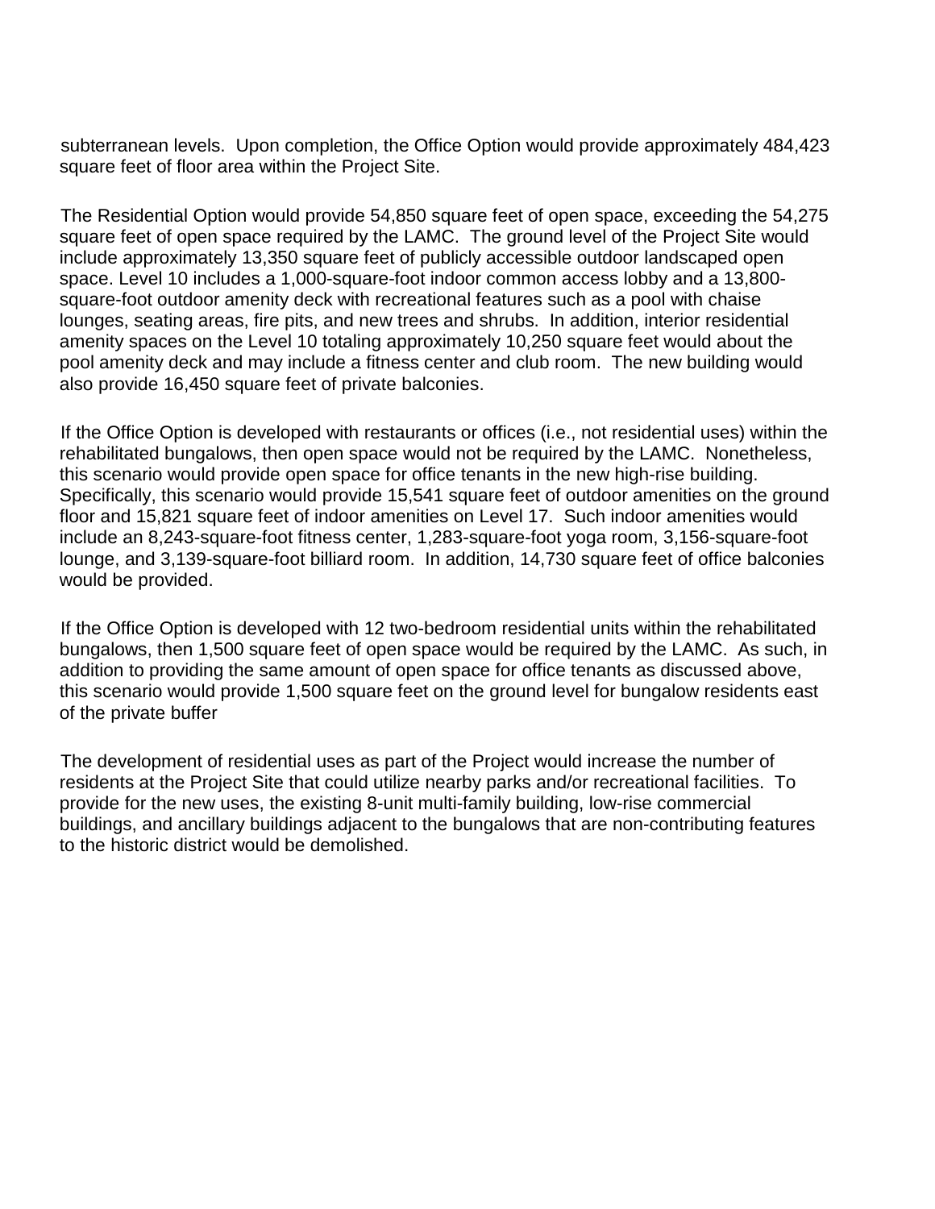subterranean levels. Upon completion, the Office Option would provide approximately 484,423 square feet of floor area within the Project Site.

The Residential Option would provide 54,850 square feet of open space, exceeding the 54,275 square feet of open space required by the LAMC. The ground level of the Project Site would include approximately 13,350 square feet of publicly accessible outdoor landscaped open space. Level 10 includes a 1,000-square-foot indoor common access lobby and a 13,800-square-foot outdoor amenity deck with recreational features such as a pool with chaise lounges, seating areas, fire pits, and new trees and shrubs. In addition, interior residential amenity spaces on the Level 10 totaling approximately 10,250 square feet would about the pool amenity deck and may include a fitness center and club room. The new building would also provide 16,450 square feet of private balconies.

If the Office Option is developed with restaurants or offices (i.e., not residential uses) within the rehabilitated bungalows, then open space would not be required by the LAMC. Nonetheless, this scenario would provide open space for office tenants in the new high-rise building. Specifically, this scenario would provide 15,541 square feet of outdoor amenities on the ground floor and 15,821 square feet of indoor amenities on Level 17. Such indoor amenities would include an 8,243-square-foot fitness center, 1,283-square-foot yoga room, 3,156-square-foot lounge, and 3,139-square-foot billiard room. In addition, 14,730 square feet of office balconies would be provided.

If the Office Option is developed with 12 two-bedroom residential units within the rehabilitated bungalows, then 1,500 square feet of open space would be required by the LAMC. As such, in addition to providing the same amount of open space for office tenants as discussed above, this scenario would provide 1,500 square feet on the ground level for bungalow residents east of the private buffer

The development of residential uses as part of the Project would increase the number of residents at the Project Site that could utilize nearby parks and/or recreational facilities. To provide for the new uses, the existing 8-unit multi-family building, low-rise commercial buildings, and ancillary buildings adjacent to the bungalows that are non-contributing features to the historic district would be demolished.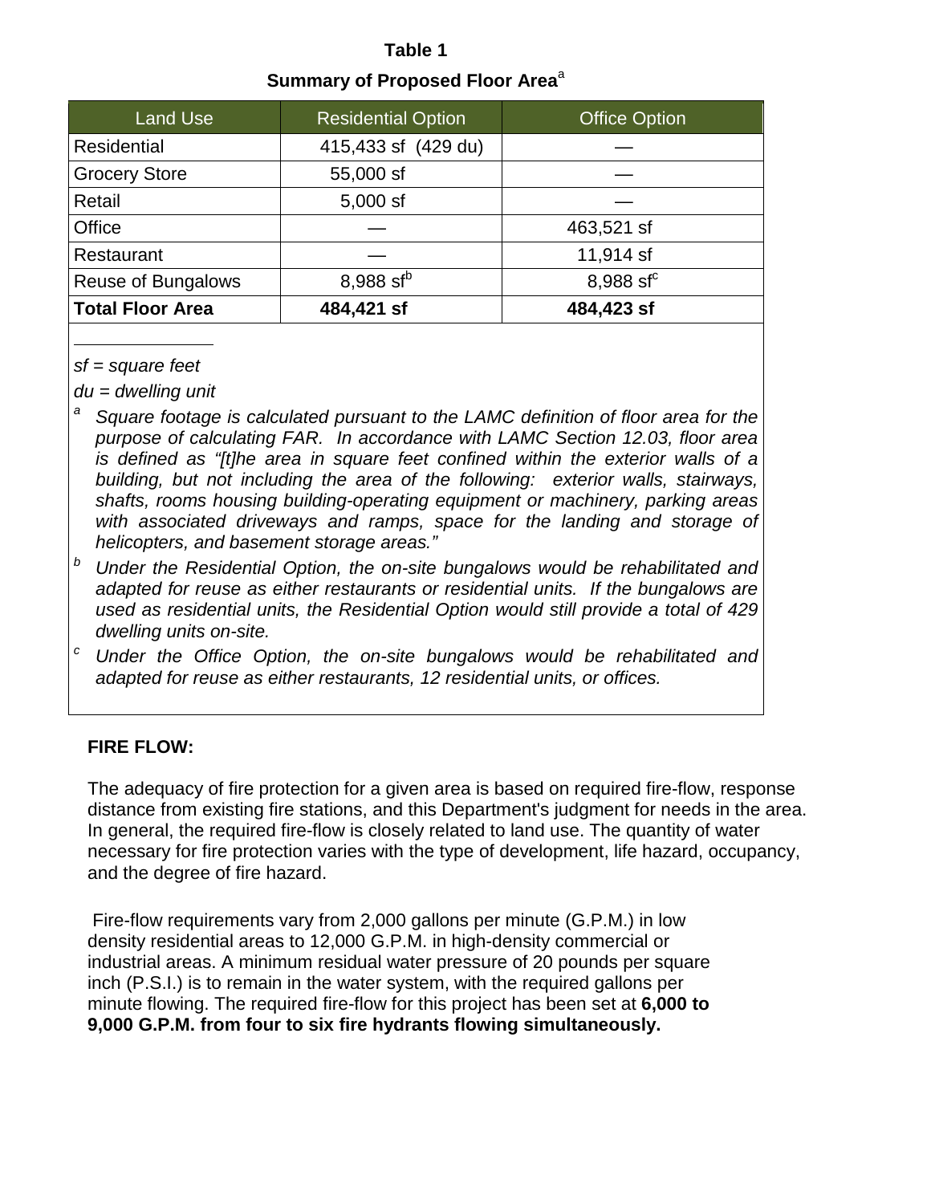**Table 1**

**Summary of Proposed Floor Area**[a]

| Land Use | Residential Option | Office Option |
|---|---|---|
| Residential | 415,433 sf (429 du) | — |
| Grocery Store | 55,000 sf | — |
| Retail | 5,000 sf | — |
| Office | — | 463,521 sf |
| Restaurant | — | 11,914 sf |
| Reuse of Bungalows | 8,988 sf[b] | 8,988 sf[c] |
| **Total Floor Area** | **484,421 sf** | **484,423 sf** |

*sf = square feet*

*du = dwelling unit*

[a] *Square footage is calculated pursuant to the LAMC definition of floor area for the purpose of calculating FAR. In accordance with LAMC Section 12.03, floor area is defined as "[t]he area in square feet confined within the exterior walls of a building, but not including the area of the following: exterior walls, stairways, shafts, rooms housing building-operating equipment or machinery, parking areas with associated driveways and ramps, space for the landing and storage of helicopters, and basement storage areas."*

[b] *Under the Residential Option, the on-site bungalows would be rehabilitated and adapted for reuse as either restaurants or residential units. If the bungalows are used as residential units, the Residential Option would still provide a total of 429 dwelling units on-site.*

[c] *Under the Office Option, the on-site bungalows would be rehabilitated and adapted for reuse as either restaurants, 12 residential units, or offices.*

**FIRE FLOW:**

The adequacy of fire protection for a given area is based on required fire-flow, response distance from existing fire stations, and this Department's judgment for needs in the area. In general, the required fire-flow is closely related to land use. The quantity of water necessary for fire protection varies with the type of development, life hazard, occupancy, and the degree of fire hazard.

Fire-flow requirements vary from 2,000 gallons per minute (G.P.M.) in low density residential areas to 12,000 G.P.M. in high-density commercial or industrial areas. A minimum residual water pressure of 20 pounds per square inch (P.S.I.) is to remain in the water system, with the required gallons per minute flowing. The required fire-flow for this project has been set at **6,000 to 9,000 G.P.M. from four to six fire hydrants flowing simultaneously.**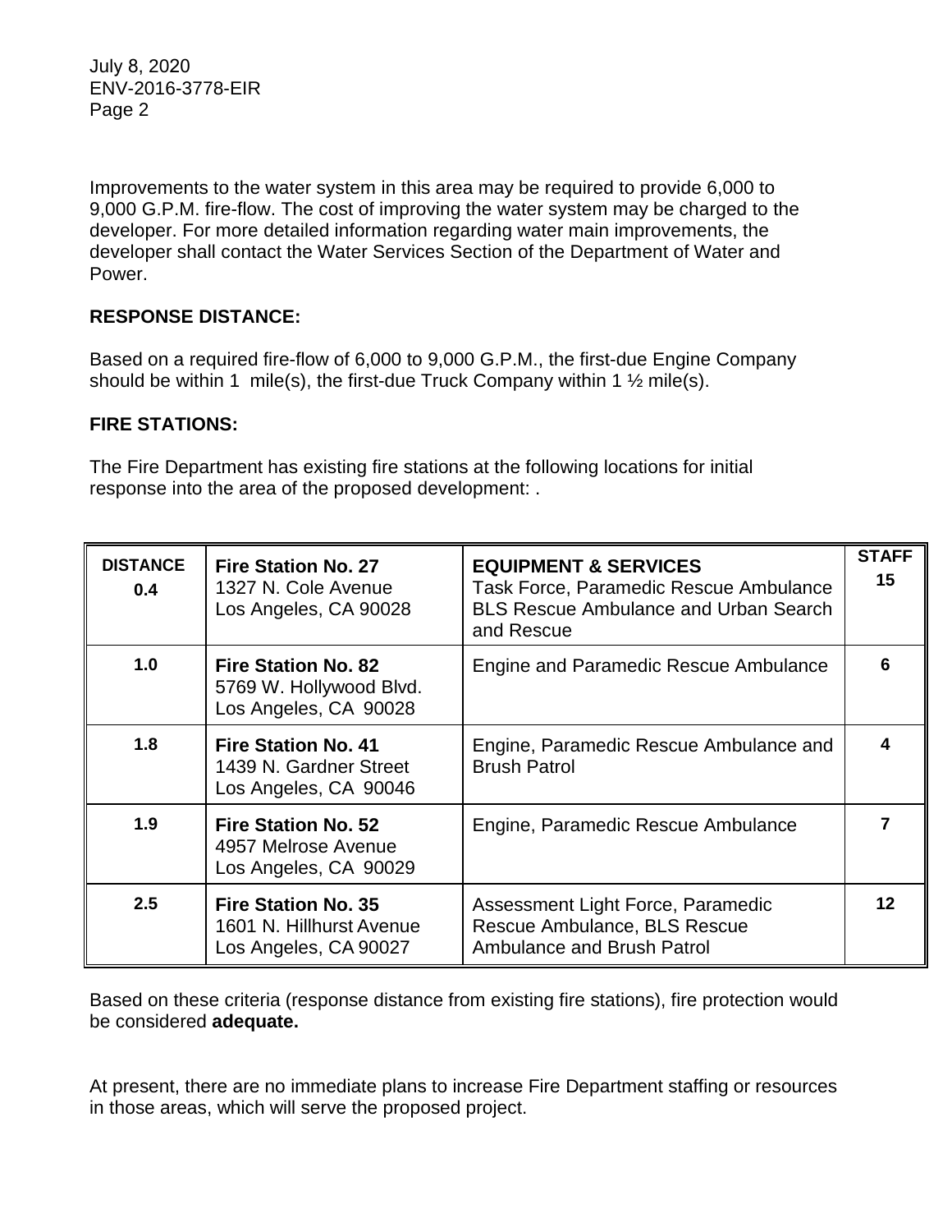Improvements to the water system in this area may be required to provide 6,000 to 9,000 G.P.M. fire-flow. The cost of improving the water system may be charged to the developer. For more detailed information regarding water main improvements, the developer shall contact the Water Services Section of the Department of Water and Power.

**RESPONSE DISTANCE:**

Based on a required fire-flow of 6,000 to 9,000 G.P.M., the first-due Engine Company should be within 1 mile(s), the first-due Truck Company within 1 ½ mile(s).

**FIRE STATIONS:**

The Fire Department has existing fire stations at the following locations for initial response into the area of the proposed development: .

| **DISTANCE** | **Fire Station No. 27**<br>1327 N. Cole Avenue<br>Los Angeles, CA 90028 | **EQUIPMENT & SERVICES**<br>Task Force, Paramedic Rescue Ambulance BLS Rescue Ambulance and Urban Search and Rescue | **STAFF** |
|---|---|---|---|
| **0.4** | | | **15** |
| **1.0** | **Fire Station No. 82**<br>5769 W. Hollywood Blvd.<br>Los Angeles, CA 90028 | Engine and Paramedic Rescue Ambulance | **6** |
| **1.8** | **Fire Station No. 41**<br>1439 N. Gardner Street<br>Los Angeles, CA 90046 | Engine, Paramedic Rescue Ambulance and Brush Patrol | **4** |
| **1.9** | **Fire Station No. 52**<br>4957 Melrose Avenue<br>Los Angeles, CA 90029 | Engine, Paramedic Rescue Ambulance | **7** |
| **2.5** | **Fire Station No. 35**<br>1601 N. Hillhurst Avenue<br>Los Angeles, CA 90027 | Assessment Light Force, Paramedic Rescue Ambulance, BLS Rescue Ambulance and Brush Patrol | **12** |

Based on these criteria (response distance from existing fire stations), fire protection would be considered **adequate.**

At present, there are no immediate plans to increase Fire Department staffing or resources in those areas, which will serve the proposed project.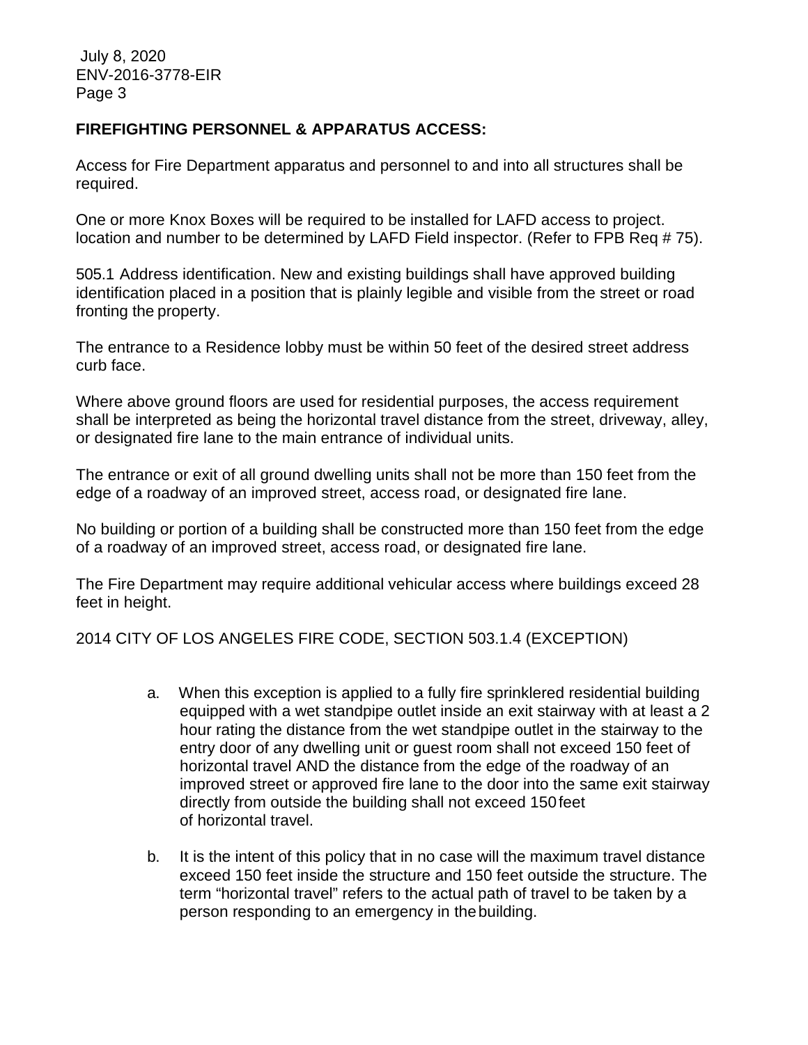**FIREFIGHTING PERSONNEL & APPARATUS ACCESS:**

Access for Fire Department apparatus and personnel to and into all structures shall be required.

One or more Knox Boxes will be required to be installed for LAFD access to project. location and number to be determined by LAFD Field inspector. (Refer to FPB Req # 75).

505.1 Address identification. New and existing buildings shall have approved building identification placed in a position that is plainly legible and visible from the street or road fronting the property.

The entrance to a Residence lobby must be within 50 feet of the desired street address curb face.

Where above ground floors are used for residential purposes, the access requirement shall be interpreted as being the horizontal travel distance from the street, driveway, alley, or designated fire lane to the main entrance of individual units.

The entrance or exit of all ground dwelling units shall not be more than 150 feet from the edge of a roadway of an improved street, access road, or designated fire lane.

No building or portion of a building shall be constructed more than 150 feet from the edge of a roadway of an improved street, access road, or designated fire lane.

The Fire Department may require additional vehicular access where buildings exceed 28 feet in height.

2014 CITY OF LOS ANGELES FIRE CODE, SECTION 503.1.4 (EXCEPTION)

a. When this exception is applied to a fully fire sprinklered residential building equipped with a wet standpipe outlet inside an exit stairway with at least a 2 hour rating the distance from the wet standpipe outlet in the stairway to the entry door of any dwelling unit or guest room shall not exceed 150 feet of horizontal travel AND the distance from the edge of the roadway of an improved street or approved fire lane to the door into the same exit stairway directly from outside the building shall not exceed 150 feet of horizontal travel.

b. It is the intent of this policy that in no case will the maximum travel distance exceed 150 feet inside the structure and 150 feet outside the structure. The term "horizontal travel" refers to the actual path of travel to be taken by a person responding to an emergency in the building.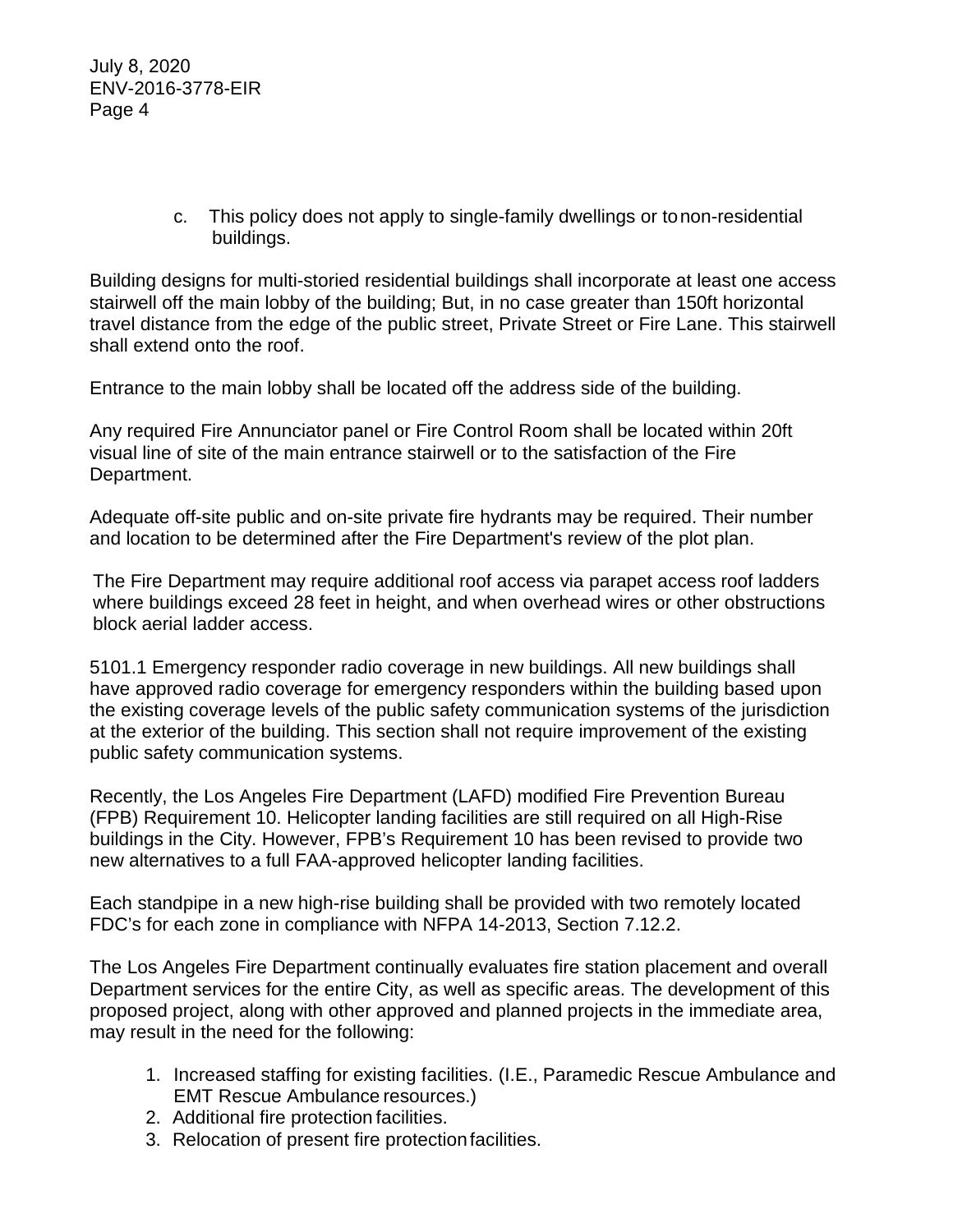c. This policy does not apply to single-family dwellings or to non-residential buildings.

Building designs for multi-storied residential buildings shall incorporate at least one access stairwell off the main lobby of the building; But, in no case greater than 150ft horizontal travel distance from the edge of the public street, Private Street or Fire Lane. This stairwell shall extend onto the roof.

Entrance to the main lobby shall be located off the address side of the building.

Any required Fire Annunciator panel or Fire Control Room shall be located within 20ft visual line of site of the main entrance stairwell or to the satisfaction of the Fire Department.

Adequate off-site public and on-site private fire hydrants may be required. Their number and location to be determined after the Fire Department's review of the plot plan.

The Fire Department may require additional roof access via parapet access roof ladders where buildings exceed 28 feet in height, and when overhead wires or other obstructions block aerial ladder access.

5101.1 Emergency responder radio coverage in new buildings. All new buildings shall have approved radio coverage for emergency responders within the building based upon the existing coverage levels of the public safety communication systems of the jurisdiction at the exterior of the building. This section shall not require improvement of the existing public safety communication systems.

Recently, the Los Angeles Fire Department (LAFD) modified Fire Prevention Bureau (FPB) Requirement 10. Helicopter landing facilities are still required on all High-Rise buildings in the City. However, FPB's Requirement 10 has been revised to provide two new alternatives to a full FAA-approved helicopter landing facilities.

Each standpipe in a new high-rise building shall be provided with two remotely located FDC's for each zone in compliance with NFPA 14-2013, Section 7.12.2.

The Los Angeles Fire Department continually evaluates fire station placement and overall Department services for the entire City, as well as specific areas. The development of this proposed project, along with other approved and planned projects in the immediate area, may result in the need for the following:

1. Increased staffing for existing facilities. (I.E., Paramedic Rescue Ambulance and EMT Rescue Ambulance resources.)
2. Additional fire protection facilities.
3. Relocation of present fire protection facilities.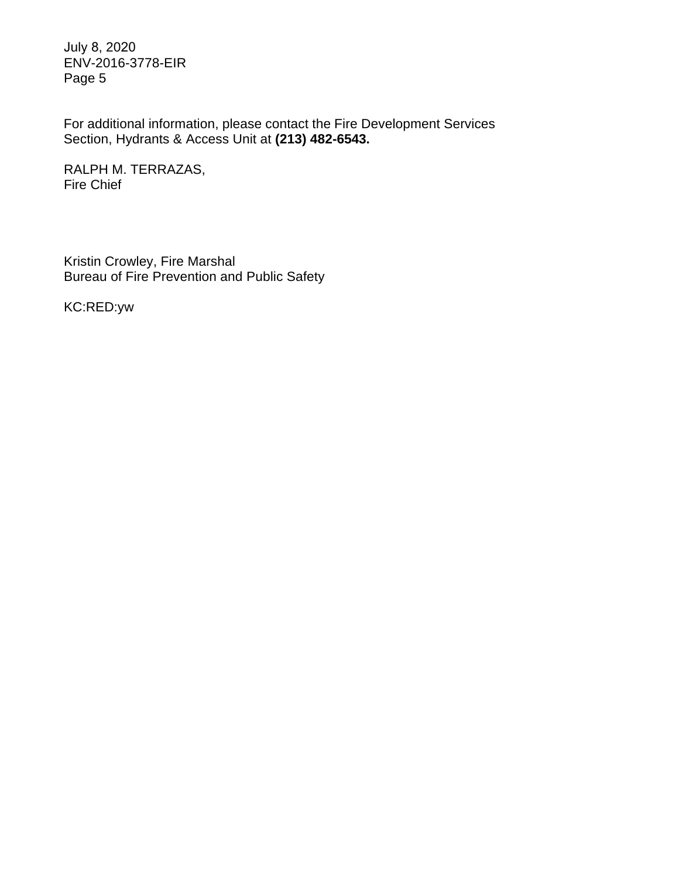For additional information, please contact the Fire Development Services Section, Hydrants & Access Unit at **(213) 482-6543.**

RALPH M. TERRAZAS,
Fire Chief

Kristin Crowley, Fire Marshal
Bureau of Fire Prevention and Public Safety

KC:RED:yw